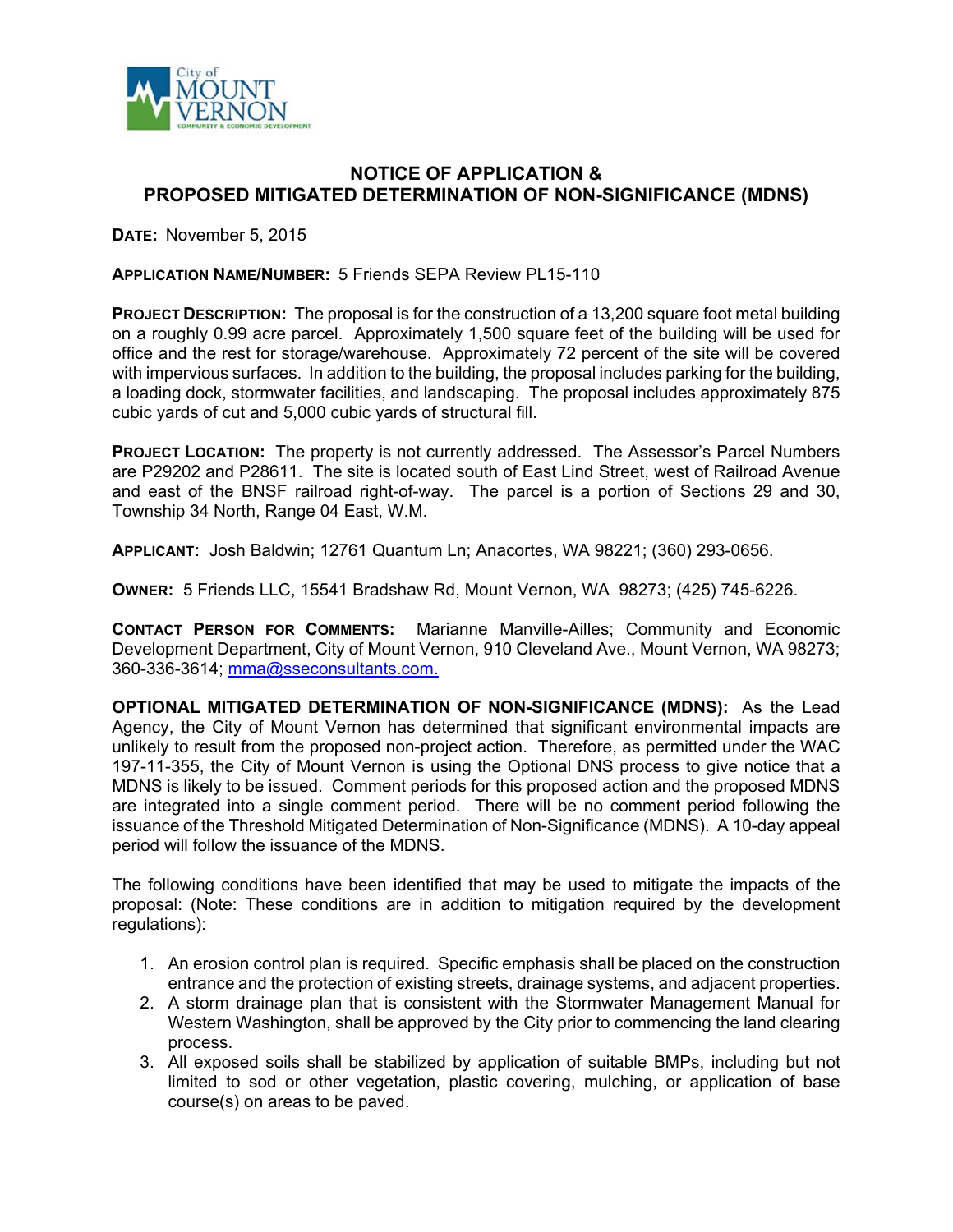## NOTICE OF APPLICATION & PROPOSED MITIGATED DETERMINATION OF NON-SIGNIFICANCE (MDNS)

**DATE:** November 5, 2015

**APPLICATION NAME/NUMBER:** 5 Friends SEPA Review PL15-110

**PROJECT DESCRIPTION:** The proposal is for the construction of a 13,200 square foot metal building on a roughly 0.99 acre parcel. Approximately 1,500 square feet of the building will be used for office and the rest for storage/warehouse. Approximately 72 percent of the site will be covered with impervious surfaces. In addition to the building, the proposal includes parking for the building, a loading dock, stormwater facilities, and landscaping. The proposal includes approximately 875 cubic yards of cut and 5,000 cubic yards of structural fill.

**PROJECT LOCATION:** The property is not currently addressed. The Assessor's Parcel Numbers are P29202 and P28611. The site is located south of East Lind Street, west of Railroad Avenue and east of the BNSF railroad right-of-way. The parcel is a portion of Sections 29 and 30, Township 34 North, Range 04 East, W.M.

**APPLICANT:** Josh Baldwin; 12761 Quantum Ln; Anacortes, WA 98221; (360) 293-0656.

**OWNER:** 5 Friends LLC, 15541 Bradshaw Rd, Mount Vernon, WA 98273; (425) 745-6226.

**CONTACT PERSON FOR COMMENTS:** Marianne Manville-Ailles; Community and Economic Development Department, City of Mount Vernon, 910 Cleveland Ave., Mount Vernon, WA 98273; 360-336-3614; mma@sseconsultants.com.

**OPTIONAL MITIGATED DETERMINATION OF NON-SIGNIFICANCE (MDNS):** As the Lead Agency, the City of Mount Vernon has determined that significant environmental impacts are unlikely to result from the proposed non-project action. Therefore, as permitted under the WAC 197-11-355, the City of Mount Vernon is using the Optional DNS process to give notice that a MDNS is likely to be issued. Comment periods for this proposed action and the proposed MDNS are integrated into a single comment period. There will be no comment period following the issuance of the Threshold Mitigated Determination of Non-Significance (MDNS). A 10-day appeal period will follow the issuance of the MDNS.

The following conditions have been identified that may be used to mitigate the impacts of the proposal: (Note: These conditions are in addition to mitigation required by the development regulations):

1. An erosion control plan is required. Specific emphasis shall be placed on the construction entrance and the protection of existing streets, drainage systems, and adjacent properties.
2. A storm drainage plan that is consistent with the Stormwater Management Manual for Western Washington, shall be approved by the City prior to commencing the land clearing process.
3. All exposed soils shall be stabilized by application of suitable BMPs, including but not limited to sod or other vegetation, plastic covering, mulching, or application of base course(s) on areas to be paved.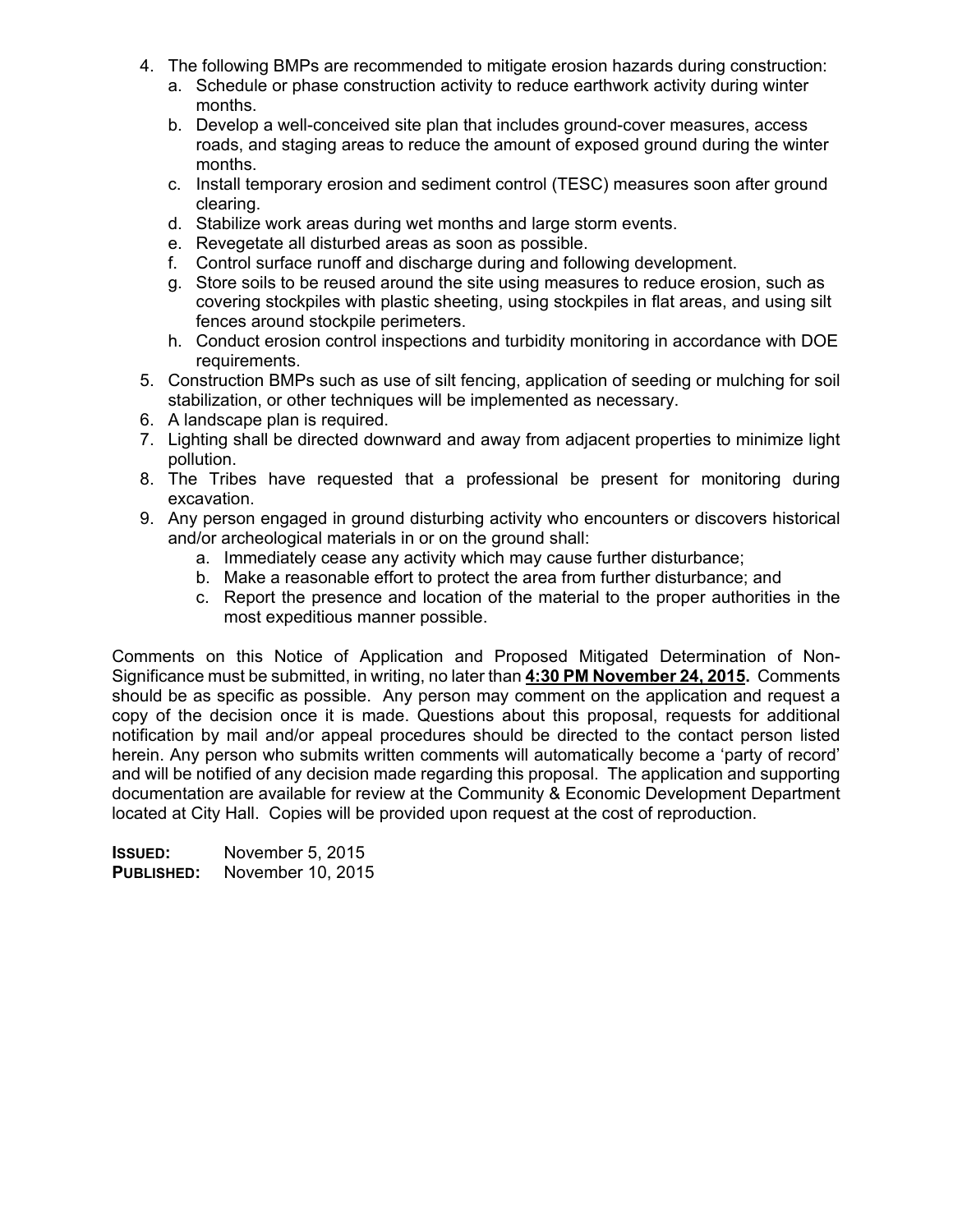4. The following BMPs are recommended to mitigate erosion hazards during construction:
   a. Schedule or phase construction activity to reduce earthwork activity during winter months.
   b. Develop a well-conceived site plan that includes ground-cover measures, access roads, and staging areas to reduce the amount of exposed ground during the winter months.
   c. Install temporary erosion and sediment control (TESC) measures soon after ground clearing.
   d. Stabilize work areas during wet months and large storm events.
   e. Revegetate all disturbed areas as soon as possible.
   f. Control surface runoff and discharge during and following development.
   g. Store soils to be reused around the site using measures to reduce erosion, such as covering stockpiles with plastic sheeting, using stockpiles in flat areas, and using silt fences around stockpile perimeters.
   h. Conduct erosion control inspections and turbidity monitoring in accordance with DOE requirements.
5. Construction BMPs such as use of silt fencing, application of seeding or mulching for soil stabilization, or other techniques will be implemented as necessary.
6. A landscape plan is required.
7. Lighting shall be directed downward and away from adjacent properties to minimize light pollution.
8. The Tribes have requested that a professional be present for monitoring during excavation.
9. Any person engaged in ground disturbing activity who encounters or discovers historical and/or archeological materials in or on the ground shall:
   a. Immediately cease any activity which may cause further disturbance;
   b. Make a reasonable effort to protect the area from further disturbance; and
   c. Report the presence and location of the material to the proper authorities in the most expeditious manner possible.

Comments on this Notice of Application and Proposed Mitigated Determination of Non-Significance must be submitted, in writing, no later than **4:30 PM November 24, 2015.** Comments should be as specific as possible. Any person may comment on the application and request a copy of the decision once it is made. Questions about this proposal, requests for additional notification by mail and/or appeal procedures should be directed to the contact person listed herein. Any person who submits written comments will automatically become a 'party of record' and will be notified of any decision made regarding this proposal. The application and supporting documentation are available for review at the Community & Economic Development Department located at City Hall. Copies will be provided upon request at the cost of reproduction.

**ISSUED:** November 5, 2015
**PUBLISHED:** November 10, 2015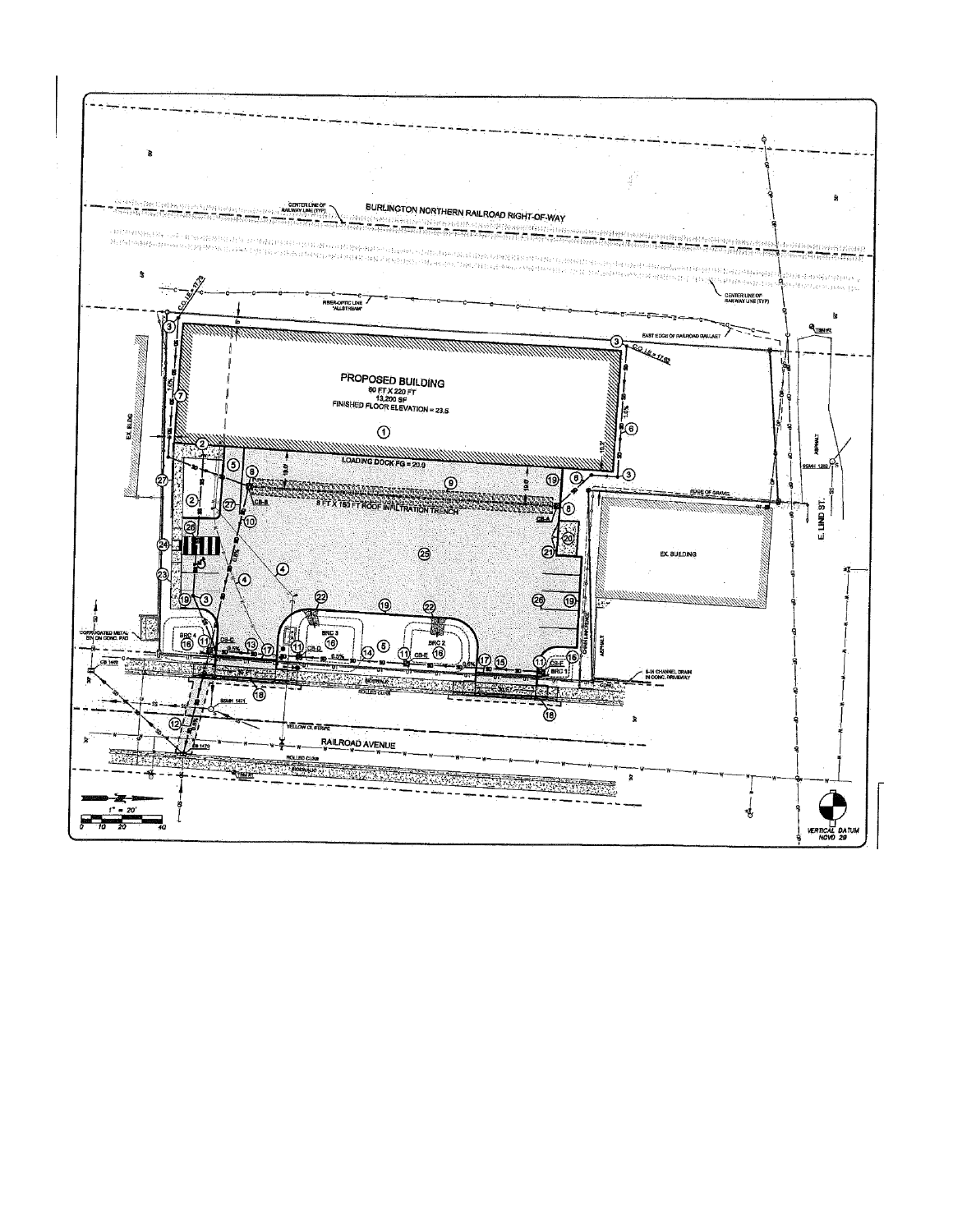BURLINGTON NORTHERN RAILROAD RIGHT-OF-WAY

CENTERLINE OF RAILWAY LINE (TYP)

FIBER-OPTIC LINE "ALLSTREAM"

CENTER LINE OF RAILWAY LINE (TYP)

EAST EDGE OF RAILROAD BALLAST

C.O. I.E. = 17.73

C.O. I.E. = 17.60

PROPOSED BUILDING
60 FT X 220 FT
13,200 SF
FINISHED FLOOR ELEVATION = 23.5

LOADING DOCK FG = 20.0

8 FT X 150 FT ROOF INFILTRATION TRENCH

EX. BLDG

EX. BUILDING

EDGE OF GRAVEL

ASPHALT

SSMH 1262

E. LIND ST.

CB-A

CB-B

CB-C

CB-D

CB-E

CB-F

BRC 1

BRC 2

BRC 3

BRC 4

CORRUGATED METAL BIN ON CONC. PAD

CB 1469

CB 1470

SSMH 1471

6-IN CHANNEL DRAIN IN CONC. DRIVEWAY

ROLLED CURB

SIDEWALK

YELLOW CL STRIPE

RAILROAD AVENUE

1" = 20'

0 10 20 40

VERTICAL DATUM NGVD 29